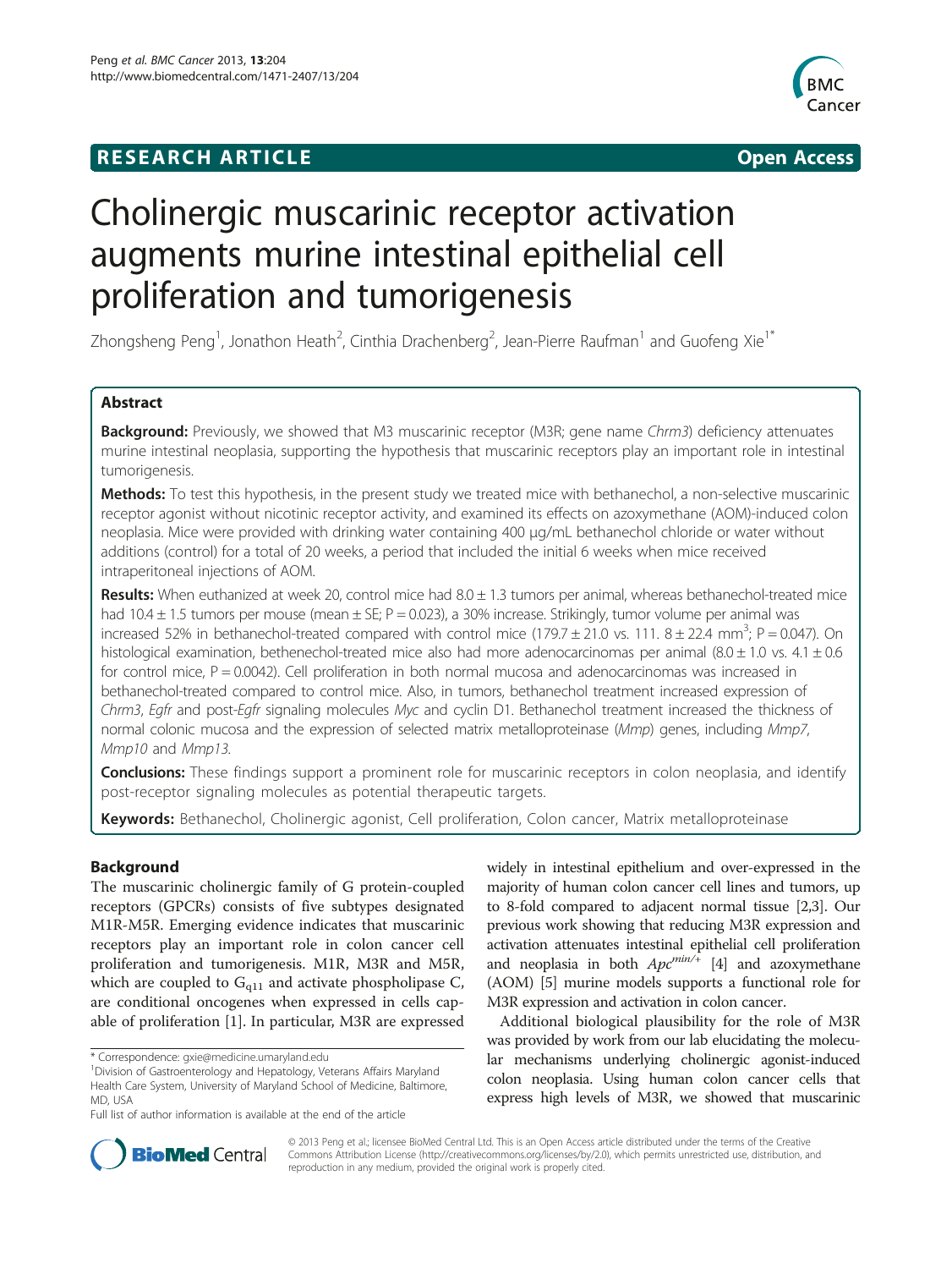RESEARCH ARTICLE Open Access

# Cholinergic muscarinic receptor activation augments murine intestinal epithelial cell proliferation and tumorigenesis

Zhongsheng Peng[1], Jonathon Heath[2], Cinthia Drachenberg[2], Jean-Pierre Raufman[1] and Guofeng Xie[1*]

## Abstract

**Background:** Previously, we showed that M3 muscarinic receptor (M3R; gene name *Chrm3*) deficiency attenuates murine intestinal neoplasia, supporting the hypothesis that muscarinic receptors play an important role in intestinal tumorigenesis.

**Methods:** To test this hypothesis, in the present study we treated mice with bethanechol, a non-selective muscarinic receptor agonist without nicotinic receptor activity, and examined its effects on azoxymethane (AOM)-induced colon neoplasia. Mice were provided with drinking water containing 400 μg/mL bethanechol chloride or water without additions (control) for a total of 20 weeks, a period that included the initial 6 weeks when mice received intraperitoneal injections of AOM.

**Results:** When euthanized at week 20, control mice had 8.0 ± 1.3 tumors per animal, whereas bethanechol-treated mice had 10.4 ± 1.5 tumors per mouse (mean ± SE; P = 0.023), a 30% increase. Strikingly, tumor volume per animal was increased 52% in bethanechol-treated compared with control mice (179.7 ± 21.0 vs. 111. 8 ± 22.4 mm$^3$; P = 0.047). On histological examination, bethenechol-treated mice also had more adenocarcinomas per animal (8.0 ± 1.0 vs. 4.1 ± 0.6 for control mice, P = 0.0042). Cell proliferation in both normal mucosa and adenocarcinomas was increased in bethanechol-treated compared to control mice. Also, in tumors, bethanechol treatment increased expression of *Chrm3*, *Egfr* and post-*Egfr* signaling molecules *Myc* and cyclin D1. Bethanechol treatment increased the thickness of normal colonic mucosa and the expression of selected matrix metalloproteinase (*Mmp*) genes, including *Mmp7*, *Mmp10* and *Mmp13*.

**Conclusions:** These findings support a prominent role for muscarinic receptors in colon neoplasia, and identify post-receptor signaling molecules as potential therapeutic targets.

**Keywords:** Bethanechol, Cholinergic agonist, Cell proliferation, Colon cancer, Matrix metalloproteinase

## Background

The muscarinic cholinergic family of G protein-coupled receptors (GPCRs) consists of five subtypes designated M1R-M5R. Emerging evidence indicates that muscarinic receptors play an important role in colon cancer cell proliferation and tumorigenesis. M1R, M3R and M5R, which are coupled to $G_{q11}$ and activate phospholipase C, are conditional oncogenes when expressed in cells capable of proliferation [1]. In particular, M3R are expressed widely in intestinal epithelium and over-expressed in the majority of human colon cancer cell lines and tumors, up to 8-fold compared to adjacent normal tissue [2,3]. Our previous work showing that reducing M3R expression and activation attenuates intestinal epithelial cell proliferation and neoplasia in both $Apc^{min/+}$ [4] and azoxymethane (AOM) [5] murine models supports a functional role for M3R expression and activation in colon cancer.

Additional biological plausibility for the role of M3R was provided by work from our lab elucidating the molecular mechanisms underlying cholinergic agonist-induced colon neoplasia. Using human colon cancer cells that express high levels of M3R, we showed that muscarinic

\* Correspondence: gxie@medicine.umaryland.edu
[1]Division of Gastroenterology and Hepatology, Veterans Affairs Maryland Health Care System, University of Maryland School of Medicine, Baltimore, MD, USA
Full list of author information is available at the end of the article

© 2013 Peng et al.; licensee BioMed Central Ltd. This is an Open Access article distributed under the terms of the Creative Commons Attribution License (http://creativecommons.org/licenses/by/2.0), which permits unrestricted use, distribution, and reproduction in any medium, provided the original work is properly cited.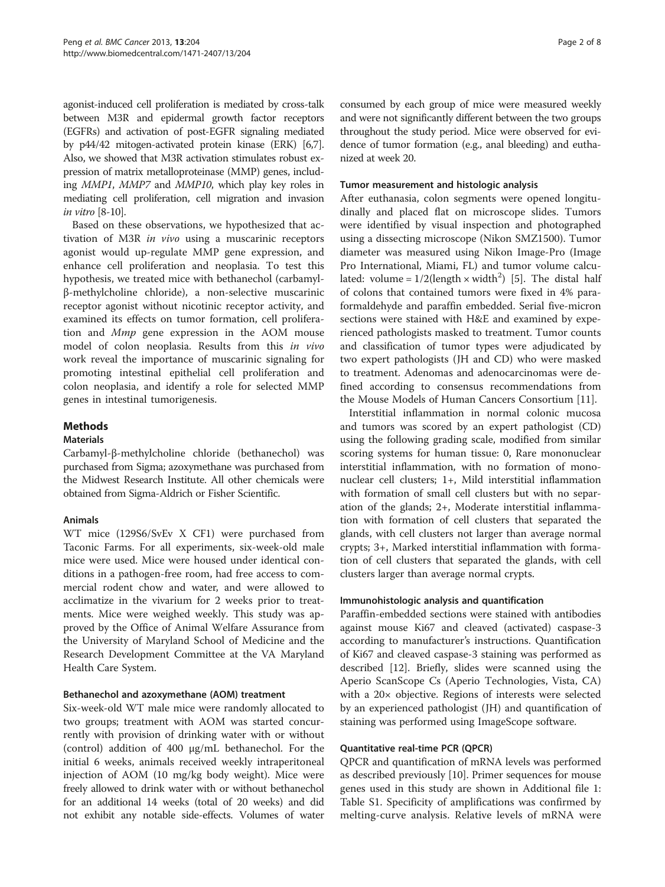agonist-induced cell proliferation is mediated by cross-talk between M3R and epidermal growth factor receptors (EGFRs) and activation of post-EGFR signaling mediated by p44/42 mitogen-activated protein kinase (ERK) [6,7]. Also, we showed that M3R activation stimulates robust expression of matrix metalloproteinase (MMP) genes, including *MMP1*, *MMP7* and *MMP10*, which play key roles in mediating cell proliferation, cell migration and invasion *in vitro* [8-10].

Based on these observations, we hypothesized that activation of M3R *in vivo* using a muscarinic receptors agonist would up-regulate MMP gene expression, and enhance cell proliferation and neoplasia. To test this hypothesis, we treated mice with bethanechol (carbamyl-β-methylcholine chloride), a non-selective muscarinic receptor agonist without nicotinic receptor activity, and examined its effects on tumor formation, cell proliferation and *Mmp* gene expression in the AOM mouse model of colon neoplasia. Results from this *in vivo* work reveal the importance of muscarinic signaling for promoting intestinal epithelial cell proliferation and colon neoplasia, and identify a role for selected MMP genes in intestinal tumorigenesis.

## Methods

### Materials

Carbamyl-β-methylcholine chloride (bethanechol) was purchased from Sigma; azoxymethane was purchased from the Midwest Research Institute. All other chemicals were obtained from Sigma-Aldrich or Fisher Scientific.

### Animals

WT mice (129S6/SvEv X CF1) were purchased from Taconic Farms. For all experiments, six-week-old male mice were used. Mice were housed under identical conditions in a pathogen-free room, had free access to commercial rodent chow and water, and were allowed to acclimatize in the vivarium for 2 weeks prior to treatments. Mice were weighed weekly. This study was approved by the Office of Animal Welfare Assurance from the University of Maryland School of Medicine and the Research Development Committee at the VA Maryland Health Care System.

### Bethanechol and azoxymethane (AOM) treatment

Six-week-old WT male mice were randomly allocated to two groups; treatment with AOM was started concurrently with provision of drinking water with or without (control) addition of 400 μg/mL bethanechol. For the initial 6 weeks, animals received weekly intraperitoneal injection of AOM (10 mg/kg body weight). Mice were freely allowed to drink water with or without bethanechol for an additional 14 weeks (total of 20 weeks) and did not exhibit any notable side-effects. Volumes of water consumed by each group of mice were measured weekly and were not significantly different between the two groups throughout the study period. Mice were observed for evidence of tumor formation (e.g., anal bleeding) and euthanized at week 20.

### Tumor measurement and histologic analysis

After euthanasia, colon segments were opened longitudinally and placed flat on microscope slides. Tumors were identified by visual inspection and photographed using a dissecting microscope (Nikon SMZ1500). Tumor diameter was measured using Nikon Image-Pro (Image Pro International, Miami, FL) and tumor volume calculated: volume = $1/2(\text{length} \times \text{width}^2)$ [5]. The distal half of colons that contained tumors were fixed in 4% paraformaldehyde and paraffin embedded. Serial five-micron sections were stained with H&E and examined by experienced pathologists masked to treatment. Tumor counts and classification of tumor types were adjudicated by two expert pathologists (JH and CD) who were masked to treatment. Adenomas and adenocarcinomas were defined according to consensus recommendations from the Mouse Models of Human Cancers Consortium [11].

Interstitial inflammation in normal colonic mucosa and tumors was scored by an expert pathologist (CD) using the following grading scale, modified from similar scoring systems for human tissue: 0, Rare mononuclear interstitial inflammation, with no formation of mononuclear cell clusters; 1+, Mild interstitial inflammation with formation of small cell clusters but with no separation of the glands; 2+, Moderate interstitial inflammation with formation of cell clusters that separated the glands, with cell clusters not larger than average normal crypts; 3+, Marked interstitial inflammation with formation of cell clusters that separated the glands, with cell clusters larger than average normal crypts.

### Immunohistologic analysis and quantification

Paraffin-embedded sections were stained with antibodies against mouse Ki67 and cleaved (activated) caspase-3 according to manufacturer's instructions. Quantification of Ki67 and cleaved caspase-3 staining was performed as described [12]. Briefly, slides were scanned using the Aperio ScanScope Cs (Aperio Technologies, Vista, CA) with a 20× objective. Regions of interests were selected by an experienced pathologist (JH) and quantification of staining was performed using ImageScope software.

### Quantitative real-time PCR (QPCR)

QPCR and quantification of mRNA levels was performed as described previously [10]. Primer sequences for mouse genes used in this study are shown in Additional file 1: Table S1. Specificity of amplifications was confirmed by melting-curve analysis. Relative levels of mRNA were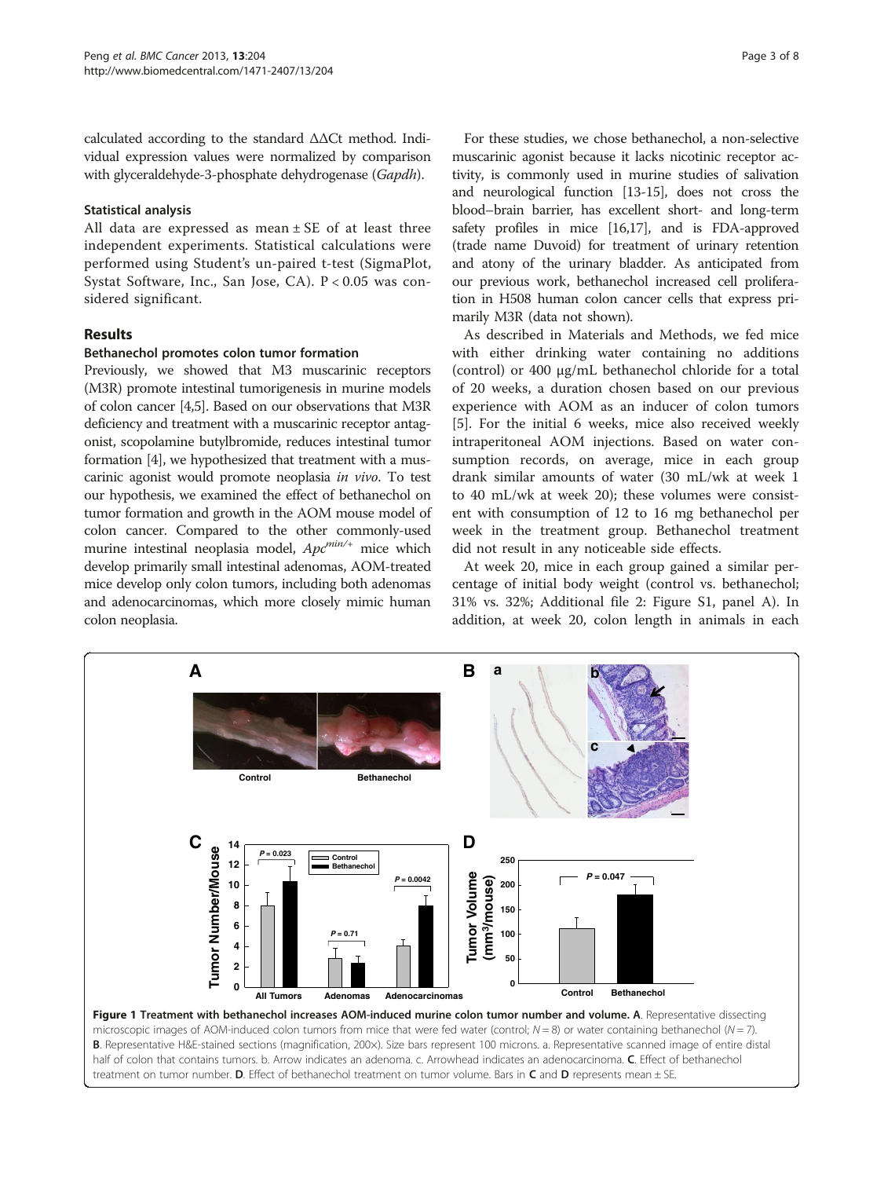calculated according to the standard ΔΔCt method. Individual expression values were normalized by comparison with glyceraldehyde-3-phosphate dehydrogenase (*Gapdh*).

### Statistical analysis

All data are expressed as mean ± SE of at least three independent experiments. Statistical calculations were performed using Student's un-paired t-test (SigmaPlot, Systat Software, Inc., San Jose, CA). $P < 0.05$ was considered significant.

## Results

### Bethanechol promotes colon tumor formation

Previously, we showed that M3 muscarinic receptors (M3R) promote intestinal tumorigenesis in murine models of colon cancer [4,5]. Based on our observations that M3R deficiency and treatment with a muscarinic receptor antagonist, scopolamine butylbromide, reduces intestinal tumor formation [4], we hypothesized that treatment with a muscarinic agonist would promote neoplasia *in vivo*. To test our hypothesis, we examined the effect of bethanechol on tumor formation and growth in the AOM mouse model of colon cancer. Compared to the other commonly-used murine intestinal neoplasia model, $Apc^{min/+}$ mice which develop primarily small intestinal adenomas, AOM-treated mice develop only colon tumors, including both adenomas and adenocarcinomas, which more closely mimic human colon neoplasia.

For these studies, we chose bethanechol, a non-selective muscarinic agonist because it lacks nicotinic receptor activity, is commonly used in murine studies of salivation and neurological function [13-15], does not cross the blood–brain barrier, has excellent short- and long-term safety profiles in mice [16,17], and is FDA-approved (trade name Duvoid) for treatment of urinary retention and atony of the urinary bladder. As anticipated from our previous work, bethanechol increased cell proliferation in H508 human colon cancer cells that express primarily M3R (data not shown).

As described in Materials and Methods, we fed mice with either drinking water containing no additions (control) or 400 μg/mL bethanechol chloride for a total of 20 weeks, a duration chosen based on our previous experience with AOM as an inducer of colon tumors [5]. For the initial 6 weeks, mice also received weekly intraperitoneal AOM injections. Based on water consumption records, on average, mice in each group drank similar amounts of water (30 mL/wk at week 1 to 40 mL/wk at week 20); these volumes were consistent with consumption of 12 to 16 mg bethanechol per week in the treatment group. Bethanechol treatment did not result in any noticeable side effects.

At week 20, mice in each group gained a similar percentage of initial body weight (control vs. bethanechol; 31% vs. 32%; Additional file 2: Figure S1, panel A). In addition, at week 20, colon length in animals in each

**Figure 1 Treatment with bethanechol increases AOM-induced murine colon tumor number and volume. A**. Representative dissecting microscopic images of AOM-induced colon tumors from mice that were fed water (control; $N = 8$) or water containing bethanechol ($N = 7$). **B**. Representative H&E-stained sections (magnification, 200×). Size bars represent 100 microns. a. Representative scanned image of entire distal half of colon that contains tumors. b. Arrow indicates an adenoma. c. Arrowhead indicates an adenocarcinoma. **C**. Effect of bethanechol treatment on tumor number. **D**. Effect of bethanechol treatment on tumor volume. Bars in **C** and **D** represents mean ± SE.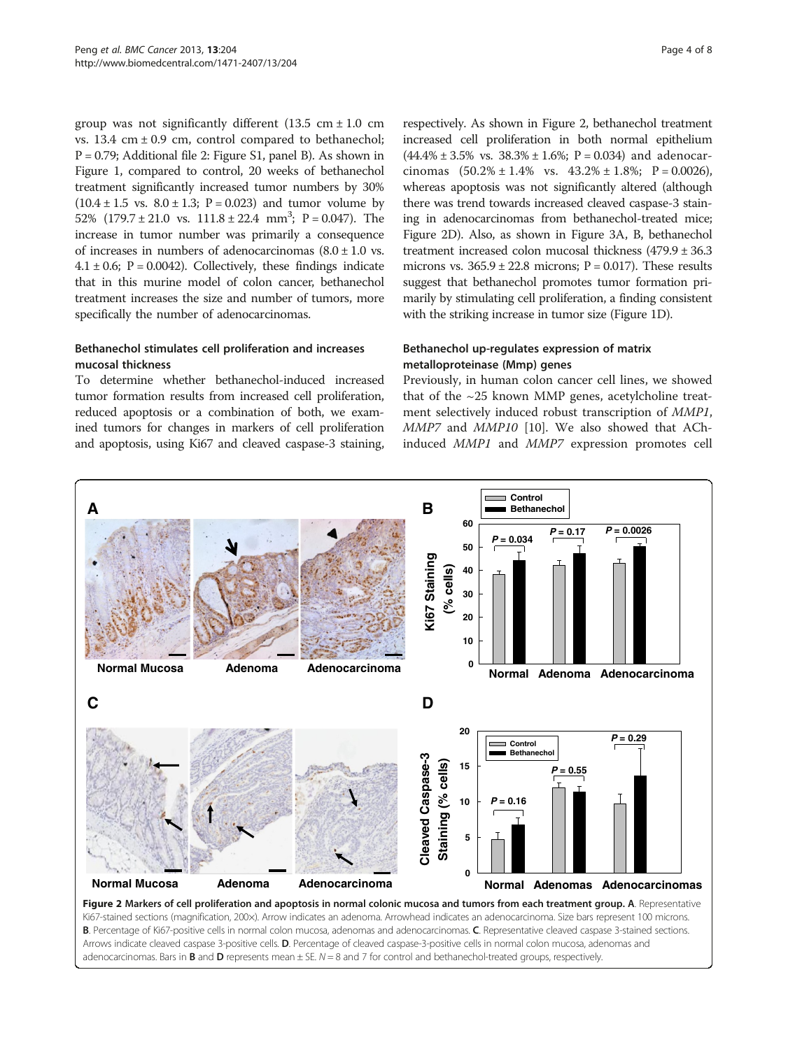group was not significantly different (13.5 cm ± 1.0 cm vs. 13.4 cm ± 0.9 cm, control compared to bethanechol; P = 0.79; Additional file 2: Figure S1, panel B). As shown in Figure 1, compared to control, 20 weeks of bethanechol treatment significantly increased tumor numbers by 30% (10.4 ± 1.5 vs. 8.0 ± 1.3; P = 0.023) and tumor volume by 52% (179.7 ± 21.0 vs. 111.8 ± 22.4 $mm^3$; P = 0.047). The increase in tumor number was primarily a consequence of increases in numbers of adenocarcinomas (8.0 ± 1.0 vs. 4.1 ± 0.6; P = 0.0042). Collectively, these findings indicate that in this murine model of colon cancer, bethanechol treatment increases the size and number of tumors, more specifically the number of adenocarcinomas.

### Bethanechol stimulates cell proliferation and increases mucosal thickness

To determine whether bethanechol-induced increased tumor formation results from increased cell proliferation, reduced apoptosis or a combination of both, we examined tumors for changes in markers of cell proliferation and apoptosis, using Ki67 and cleaved caspase-3 staining, respectively. As shown in Figure 2, bethanechol treatment increased cell proliferation in both normal epithelium (44.4% ± 3.5% vs. 38.3% ± 1.6%; P = 0.034) and adenocarcinomas (50.2% ± 1.4% vs. 43.2% ± 1.8%; P = 0.0026), whereas apoptosis was not significantly altered (although there was trend towards increased cleaved caspase-3 staining in adenocarcinomas from bethanechol-treated mice; Figure 2D). Also, as shown in Figure 3A, B, bethanechol treatment increased colon mucosal thickness (479.9 ± 36.3 microns vs. 365.9 ± 22.8 microns; P = 0.017). These results suggest that bethanechol promotes tumor formation primarily by stimulating cell proliferation, a finding consistent with the striking increase in tumor size (Figure 1D).

### Bethanechol up-regulates expression of matrix metalloproteinase (Mmp) genes

Previously, in human colon cancer cell lines, we showed that of the ~25 known MMP genes, acetylcholine treatment selectively induced robust transcription of *MMP1*, *MMP7* and *MMP10* [10]. We also showed that ACh-induced *MMP1* and *MMP7* expression promotes cell

**Figure 2 Markers of cell proliferation and apoptosis in normal colonic mucosa and tumors from each treatment group. A**. Representative Ki67-stained sections (magnification, 200×). Arrow indicates an adenoma. Arrowhead indicates an adenocarcinoma. Size bars represent 100 microns. **B**. Percentage of Ki67-positive cells in normal colon mucosa, adenomas and adenocarcinomas. **C**. Representative cleaved caspase 3-stained sections. Arrows indicate cleaved caspase 3-positive cells. **D**. Percentage of cleaved caspase-3-positive cells in normal colon mucosa, adenomas and adenocarcinomas. Bars in **B** and **D** represents mean ± SE. *N* = 8 and 7 for control and bethanechol-treated groups, respectively.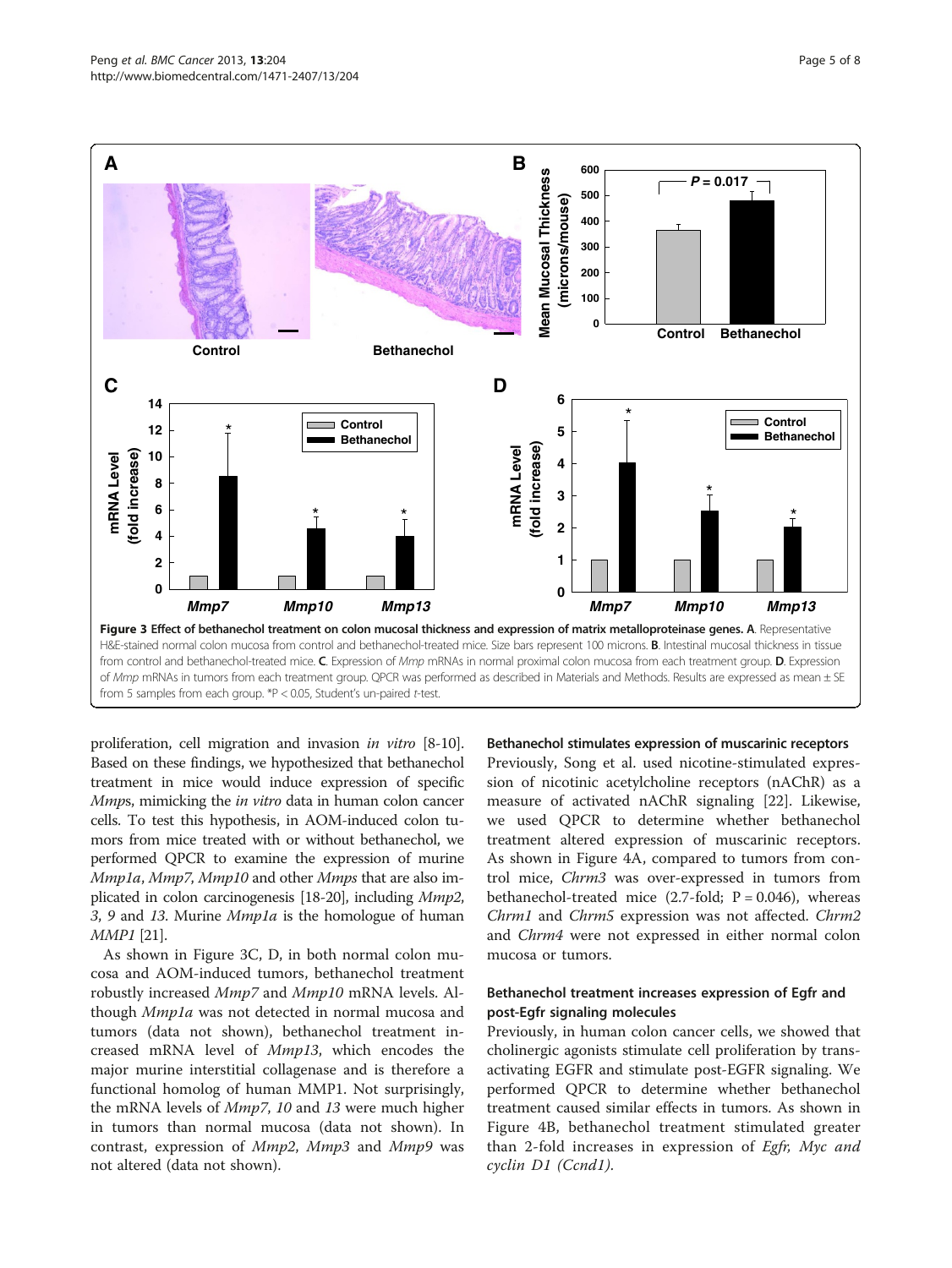**Figure 3 Effect of bethanechol treatment on colon mucosal thickness and expression of matrix metalloproteinase genes. A**. Representative H&E-stained normal colon mucosa from control and bethanechol-treated mice. Size bars represent 100 microns. **B**. Intestinal mucosal thickness in tissue from control and bethanechol-treated mice. **C**. Expression of *Mmp* mRNAs in normal proximal colon mucosa from each treatment group. **D**. Expression of *Mmp* mRNAs in tumors from each treatment group. QPCR was performed as described in Materials and Methods. Results are expressed as mean ± SE from 5 samples from each group. *P < 0.05, Student's un-paired *t*-test.

proliferation, cell migration and invasion *in vitro* [8-10]. Based on these findings, we hypothesized that bethanechol treatment in mice would induce expression of specific *Mmp*s, mimicking the *in vitro* data in human colon cancer cells. To test this hypothesis, in AOM-induced colon tumors from mice treated with or without bethanechol, we performed QPCR to examine the expression of murine *Mmp1a*, *Mmp7*, *Mmp10* and other *Mmps* that are also implicated in colon carcinogenesis [18-20], including *Mmp2*, *3*, *9* and *13*. Murine *Mmp1a* is the homologue of human *MMP1* [21].

As shown in Figure 3C, D, in both normal colon mucosa and AOM-induced tumors, bethanechol treatment robustly increased *Mmp7* and *Mmp10* mRNA levels. Although *Mmp1a* was not detected in normal mucosa and tumors (data not shown), bethanechol treatment increased mRNA level of *Mmp13*, which encodes the major murine interstitial collagenase and is therefore a functional homolog of human MMP1. Not surprisingly, the mRNA levels of *Mmp7*, *10* and *13* were much higher in tumors than normal mucosa (data not shown). In contrast, expression of *Mmp2*, *Mmp3* and *Mmp9* was not altered (data not shown).

### Bethanechol stimulates expression of muscarinic receptors

Previously, Song et al. used nicotine-stimulated expression of nicotinic acetylcholine receptors (nAChR) as a measure of activated nAChR signaling [22]. Likewise, we used QPCR to determine whether bethanechol treatment altered expression of muscarinic receptors. As shown in Figure 4A, compared to tumors from control mice, *Chrm3* was over-expressed in tumors from bethanechol-treated mice (2.7-fold; P = 0.046), whereas *Chrm1* and *Chrm5* expression was not affected. *Chrm2* and *Chrm4* were not expressed in either normal colon mucosa or tumors.

### Bethanechol treatment increases expression of Egfr and post-Egfr signaling molecules

Previously, in human colon cancer cells, we showed that cholinergic agonists stimulate cell proliferation by transactivating EGFR and stimulate post-EGFR signaling. We performed QPCR to determine whether bethanechol treatment caused similar effects in tumors. As shown in Figure 4B, bethanechol treatment stimulated greater than 2-fold increases in expression of *Egfr, Myc and cyclin D1 (Ccnd1).*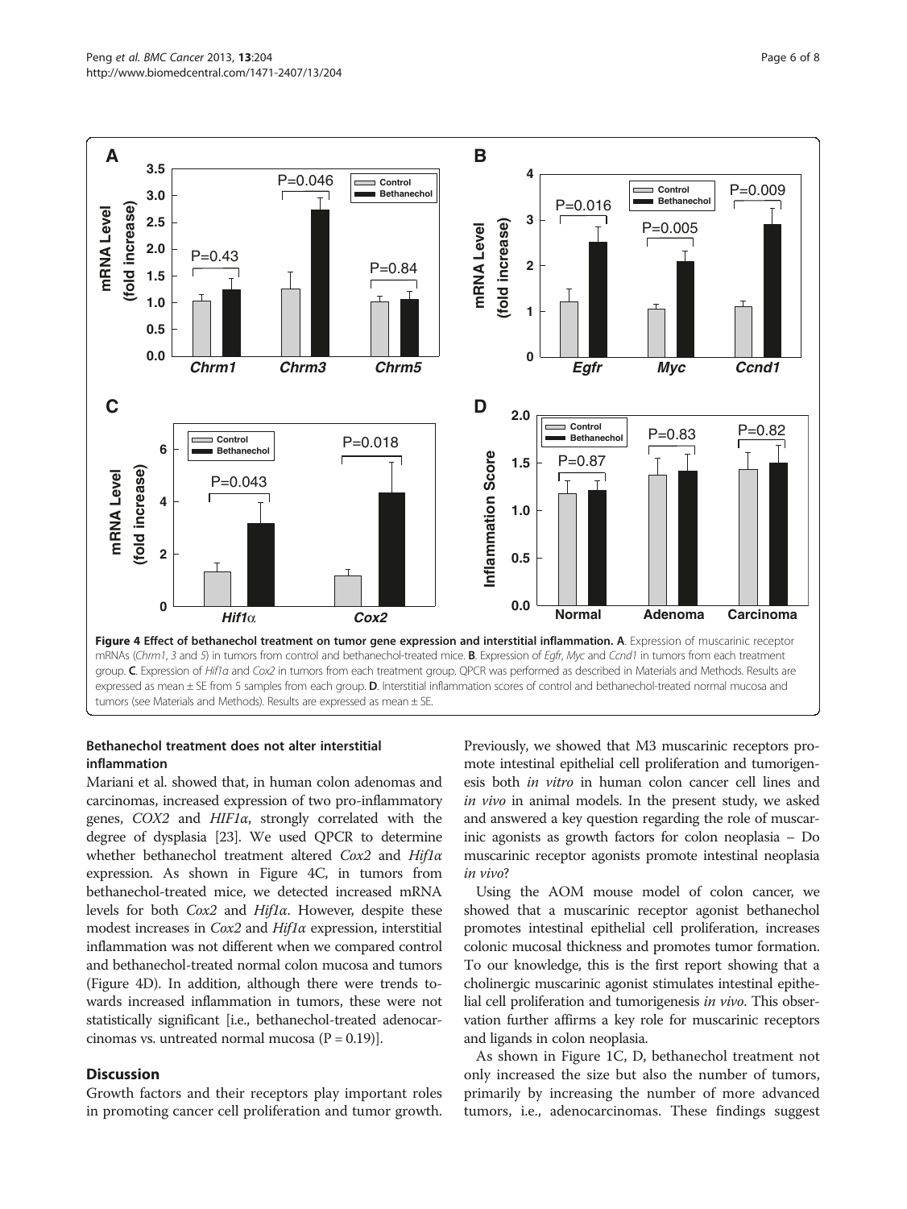**Figure 4 Effect of bethanechol treatment on tumor gene expression and interstitial inflammation. A**. Expression of muscarinic receptor mRNAs (*Chrm1*, *3* and *5*) in tumors from control and bethanechol-treated mice. **B**. Expression of *Egfr*, *Myc* and *Ccnd1* in tumors from each treatment group. **C**. Expression of *Hif1α* and *Cox2* in tumors from each treatment group. QPCR was performed as described in Materials and Methods. Results are expressed as mean ± SE from 5 samples from each group. **D**. Interstitial inflammation scores of control and bethanechol-treated normal mucosa and tumors (see Materials and Methods). Results are expressed as mean ± SE.

### Bethanechol treatment does not alter interstitial inflammation

Mariani et al. showed that, in human colon adenomas and carcinomas, increased expression of two pro-inflammatory genes, *COX2* and *HIF1α*, strongly correlated with the degree of dysplasia [23]. We used QPCR to determine whether bethanechol treatment altered *Cox2* and *Hif1α* expression. As shown in Figure 4C, in tumors from bethanechol-treated mice, we detected increased mRNA levels for both *Cox2* and *Hif1α*. However, despite these modest increases in *Cox2* and *Hif1α* expression, interstitial inflammation was not different when we compared control and bethanechol-treated normal colon mucosa and tumors (Figure 4D). In addition, although there were trends towards increased inflammation in tumors, these were not statistically significant [i.e., bethanechol-treated adenocarcinomas vs. untreated normal mucosa ($P = 0.19$)].

## Discussion

Growth factors and their receptors play important roles in promoting cancer cell proliferation and tumor growth. Previously, we showed that M3 muscarinic receptors promote intestinal epithelial cell proliferation and tumorigenesis both *in vitro* in human colon cancer cell lines and *in vivo* in animal models. In the present study, we asked and answered a key question regarding the role of muscarinic agonists as growth factors for colon neoplasia – Do muscarinic receptor agonists promote intestinal neoplasia *in vivo*?

Using the AOM mouse model of colon cancer, we showed that a muscarinic receptor agonist bethanechol promotes intestinal epithelial cell proliferation, increases colonic mucosal thickness and promotes tumor formation. To our knowledge, this is the first report showing that a cholinergic muscarinic agonist stimulates intestinal epithelial cell proliferation and tumorigenesis *in vivo*. This observation further affirms a key role for muscarinic receptors and ligands in colon neoplasia.

As shown in Figure 1C, D, bethanechol treatment not only increased the size but also the number of tumors, primarily by increasing the number of more advanced tumors, i.e., adenocarcinomas. These findings suggest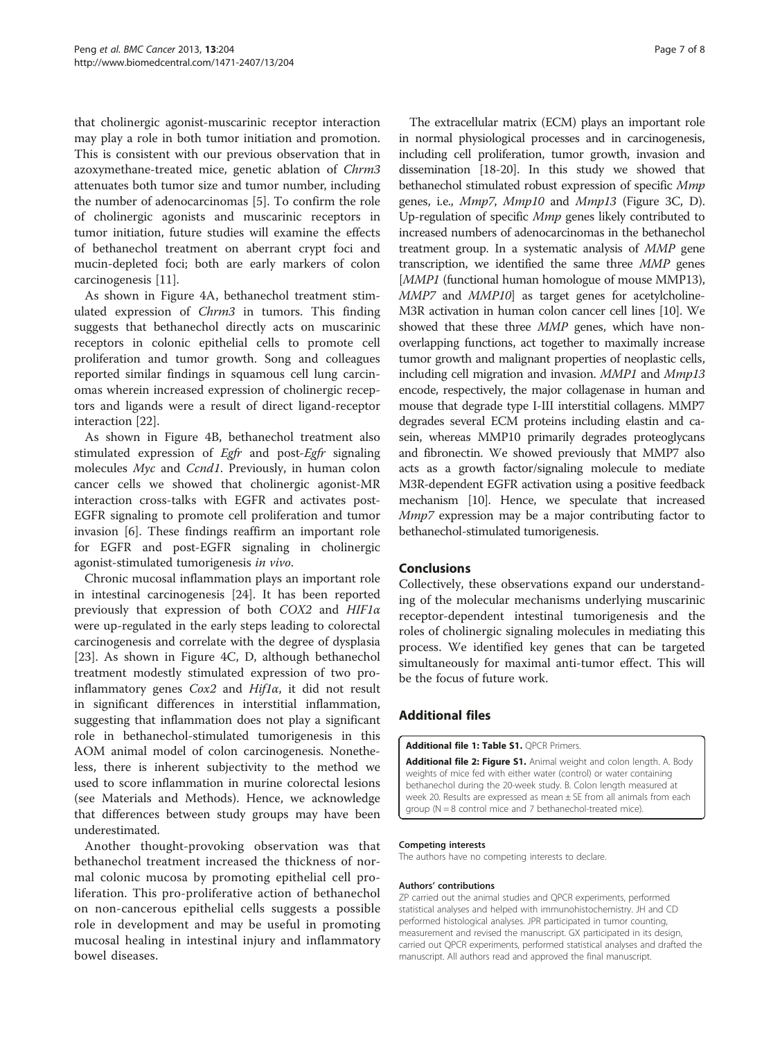that cholinergic agonist-muscarinic receptor interaction may play a role in both tumor initiation and promotion. This is consistent with our previous observation that in azoxymethane-treated mice, genetic ablation of *Chrm3* attenuates both tumor size and tumor number, including the number of adenocarcinomas [5]. To confirm the role of cholinergic agonists and muscarinic receptors in tumor initiation, future studies will examine the effects of bethanechol treatment on aberrant crypt foci and mucin-depleted foci; both are early markers of colon carcinogenesis [11].

As shown in Figure 4A, bethanechol treatment stimulated expression of *Chrm3* in tumors. This finding suggests that bethanechol directly acts on muscarinic receptors in colonic epithelial cells to promote cell proliferation and tumor growth. Song and colleagues reported similar findings in squamous cell lung carcinomas wherein increased expression of cholinergic receptors and ligands were a result of direct ligand-receptor interaction [22].

As shown in Figure 4B, bethanechol treatment also stimulated expression of *Egfr* and post-*Egfr* signaling molecules *Myc* and *Ccnd1*. Previously, in human colon cancer cells we showed that cholinergic agonist-MR interaction cross-talks with EGFR and activates post-EGFR signaling to promote cell proliferation and tumor invasion [6]. These findings reaffirm an important role for EGFR and post-EGFR signaling in cholinergic agonist-stimulated tumorigenesis *in vivo*.

Chronic mucosal inflammation plays an important role in intestinal carcinogenesis [24]. It has been reported previously that expression of both *COX2* and *HIF1α* were up-regulated in the early steps leading to colorectal carcinogenesis and correlate with the degree of dysplasia [23]. As shown in Figure 4C, D, although bethanechol treatment modestly stimulated expression of two pro-inflammatory genes *Cox2* and *Hif1α*, it did not result in significant differences in interstitial inflammation, suggesting that inflammation does not play a significant role in bethanechol-stimulated tumorigenesis in this AOM animal model of colon carcinogenesis. Nonetheless, there is inherent subjectivity to the method we used to score inflammation in murine colorectal lesions (see Materials and Methods). Hence, we acknowledge that differences between study groups may have been underestimated.

Another thought-provoking observation was that bethanechol treatment increased the thickness of normal colonic mucosa by promoting epithelial cell proliferation. This pro-proliferative action of bethanechol on non-cancerous epithelial cells suggests a possible role in development and may be useful in promoting mucosal healing in intestinal injury and inflammatory bowel diseases.

The extracellular matrix (ECM) plays an important role in normal physiological processes and in carcinogenesis, including cell proliferation, tumor growth, invasion and dissemination [18-20]. In this study we showed that bethanechol stimulated robust expression of specific *Mmp* genes, i.e., *Mmp7*, *Mmp10* and *Mmp13* (Figure 3C, D). Up-regulation of specific *Mmp* genes likely contributed to increased numbers of adenocarcinomas in the bethanechol treatment group. In a systematic analysis of *MMP* gene transcription, we identified the same three *MMP* genes [*MMP1* (functional human homologue of mouse MMP13), *MMP7* and *MMP10*] as target genes for acetylcholine-M3R activation in human colon cancer cell lines [10]. We showed that these three *MMP* genes, which have non-overlapping functions, act together to maximally increase tumor growth and malignant properties of neoplastic cells, including cell migration and invasion. *MMP1* and *Mmp13* encode, respectively, the major collagenase in human and mouse that degrade type I-III interstitial collagens. MMP7 degrades several ECM proteins including elastin and casein, whereas MMP10 primarily degrades proteoglycans and fibronectin. We showed previously that MMP7 also acts as a growth factor/signaling molecule to mediate M3R-dependent EGFR activation using a positive feedback mechanism [10]. Hence, we speculate that increased *Mmp7* expression may be a major contributing factor to bethanechol-stimulated tumorigenesis.

## Conclusions

Collectively, these observations expand our understanding of the molecular mechanisms underlying muscarinic receptor-dependent intestinal tumorigenesis and the roles of cholinergic signaling molecules in mediating this process. We identified key genes that can be targeted simultaneously for maximal anti-tumor effect. This will be the focus of future work.

## Additional files

**Additional file 1: Table S1.** QPCR Primers.

**Additional file 2: Figure S1.** Animal weight and colon length. A. Body weights of mice fed with either water (control) or water containing bethanechol during the 20-week study. B. Colon length measured at week 20. Results are expressed as mean ± SE from all animals from each group (N = 8 control mice and 7 bethanechol-treated mice).

#### Competing interests

The authors have no competing interests to declare.

#### Authors' contributions

ZP carried out the animal studies and QPCR experiments, performed statistical analyses and helped with immunohistochemistry. JH and CD performed histological analyses. JPR participated in tumor counting, measurement and revised the manuscript. GX participated in its design, carried out QPCR experiments, performed statistical analyses and drafted the manuscript. All authors read and approved the final manuscript.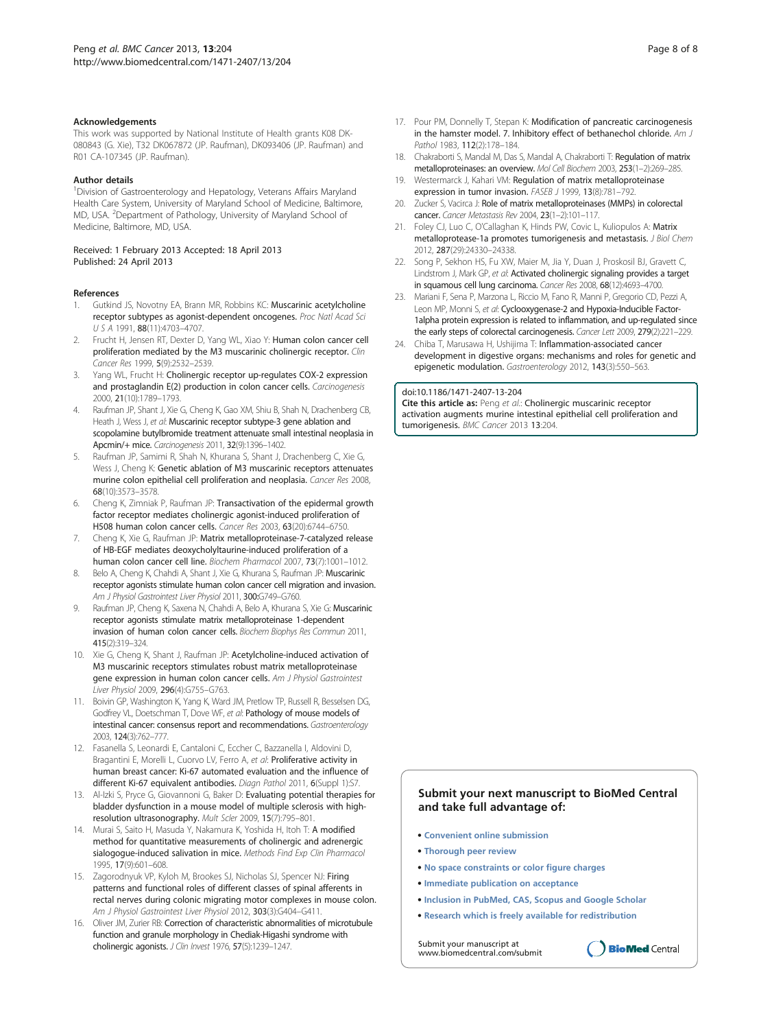### Acknowledgements

This work was supported by National Institute of Health grants K08 DK-080843 (G. Xie), T32 DK067872 (JP. Raufman), DK093406 (JP. Raufman) and R01 CA-107345 (JP. Raufman).

### Author details

[1]Division of Gastroenterology and Hepatology, Veterans Affairs Maryland Health Care System, University of Maryland School of Medicine, Baltimore, MD, USA. [2]Department of Pathology, University of Maryland School of Medicine, Baltimore, MD, USA.

Received: 1 February 2013 Accepted: 18 April 2013
Published: 24 April 2013

### References

1. Gutkind JS, Novotny EA, Brann MR, Robbins KC: **Muscarinic acetylcholine receptor subtypes as agonist-dependent oncogenes.** *Proc Natl Acad Sci U S A* 1991, **88**(11):4703–4707.
2. Frucht H, Jensen RT, Dexter D, Yang WL, Xiao Y: **Human colon cancer cell proliferation mediated by the M3 muscarinic cholinergic receptor.** *Clin Cancer Res* 1999, **5**(9):2532–2539.
3. Yang WL, Frucht H: **Cholinergic receptor up-regulates COX-2 expression and prostaglandin E(2) production in colon cancer cells.** *Carcinogenesis* 2000, **21**(10):1789–1793.
4. Raufman JP, Shant J, Xie G, Cheng K, Gao XM, Shiu B, Shah N, Drachenberg CB, Heath J, Wess J, *et al*: **Muscarinic receptor subtype-3 gene ablation and scopolamine butylbromide treatment attenuate small intestinal neoplasia in Apcmin/+ mice.** *Carcinogenesis* 2011, **32**(9):1396–1402.
5. Raufman JP, Samimi R, Shah N, Khurana S, Shant J, Drachenberg C, Xie G, Wess J, Cheng K: **Genetic ablation of M3 muscarinic receptors attenuates murine colon epithelial cell proliferation and neoplasia.** *Cancer Res* 2008, **68**(10):3573–3578.
6. Cheng K, Zimniak P, Raufman JP: **Transactivation of the epidermal growth factor receptor mediates cholinergic agonist-induced proliferation of H508 human colon cancer cells.** *Cancer Res* 2003, **63**(20):6744–6750.
7. Cheng K, Xie G, Raufman JP: **Matrix metalloproteinase-7-catalyzed release of HB-EGF mediates deoxycholyltaurine-induced proliferation of a human colon cancer cell line.** *Biochem Pharmacol* 2007, **73**(7):1001–1012.
8. Belo A, Cheng K, Chahdi A, Shant J, Xie G, Khurana S, Raufman JP: **Muscarinic receptor agonists stimulate human colon cancer cell migration and invasion.** *Am J Physiol Gastrointest Liver Physiol* 2011, **300**:G749–G760.
9. Raufman JP, Cheng K, Saxena N, Chahdi A, Belo A, Khurana S, Xie G: **Muscarinic receptor agonists stimulate matrix metalloproteinase 1-dependent invasion of human colon cancer cells.** *Biochem Biophys Res Commun* 2011, **415**(2):319–324.
10. Xie G, Cheng K, Shant J, Raufman JP: **Acetylcholine-induced activation of M3 muscarinic receptors stimulates robust matrix metalloproteinase gene expression in human colon cancer cells.** *Am J Physiol Gastrointest Liver Physiol* 2009, **296**(4):G755–G763.
11. Boivin GP, Washington K, Yang K, Ward JM, Pretlow TP, Russell R, Besselsen DG, Godfrey VL, Doetschman T, Dove WF, *et al*: **Pathology of mouse models of intestinal cancer: consensus report and recommendations.** *Gastroenterology* 2003, **124**(3):762–777.
12. Fasanella S, Leonardi E, Cantaloni C, Eccher C, Bazzanella I, Aldovini D, Bragantini E, Morelli L, Cuorvo LV, Ferro A, *et al*: **Proliferative activity in human breast cancer: Ki-67 automated evaluation and the influence of different Ki-67 equivalent antibodies.** *Diagn Pathol* 2011, **6**(Suppl 1):S7.
13. Al-Izki S, Pryce G, Giovannoni G, Baker D: **Evaluating potential therapies for bladder dysfunction in a mouse model of multiple sclerosis with high-resolution ultrasonography.** *Mult Scler* 2009, **15**(7):795–801.
14. Murai S, Saito H, Masuda Y, Nakamura K, Yoshida H, Itoh T: **A modified method for quantitative measurements of cholinergic and adrenergic sialogogue-induced salivation in mice.** *Methods Find Exp Clin Pharmacol* 1995, **17**(9):601–608.
15. Zagorodnyuk VP, Kyloh M, Brookes SJ, Nicholas SJ, Spencer NJ: **Firing patterns and functional roles of different classes of spinal afferents in rectal nerves during colonic migrating motor complexes in mouse colon.** *Am J Physiol Gastrointest Liver Physiol* 2012, **303**(3):G404–G411.
16. Oliver JM, Zurier RB: **Correction of characteristic abnormalities of microtubule function and granule morphology in Chediak-Higashi syndrome with cholinergic agonists.** *J Clin Invest* 1976, **57**(5):1239–1247.
17. Pour PM, Donnelly T, Stepan K: **Modification of pancreatic carcinogenesis in the hamster model. 7. Inhibitory effect of bethanechol chloride.** *Am J Pathol* 1983, **112**(2):178–184.
18. Chakraborti S, Mandal M, Das S, Mandal A, Chakraborti T: **Regulation of matrix metalloproteinases: an overview.** *Mol Cell Biochem* 2003, **253**(1–2):269–285.
19. Westermarck J, Kahari VM: **Regulation of matrix metalloproteinase expression in tumor invasion.** *FASEB J* 1999, **13**(8):781–792.
20. Zucker S, Vacirca J: **Role of matrix metalloproteinases (MMPs) in colorectal cancer.** *Cancer Metastasis Rev* 2004, **23**(1–2):101–117.
21. Foley CJ, Luo C, O'Callaghan K, Hinds PW, Covic L, Kuliopulos A: **Matrix metalloprotease-1a promotes tumorigenesis and metastasis.** *J Biol Chem* 2012, **287**(29):24330–24338.
22. Song P, Sekhon HS, Fu XW, Maier M, Jia Y, Duan J, Proskosil BJ, Gravett C, Lindstrom J, Mark GP, *et al*: **Activated cholinergic signaling provides a target in squamous cell lung carcinoma.** *Cancer Res* 2008, **68**(12):4693–4700.
23. Mariani F, Sena P, Marzona L, Riccio M, Fano R, Manni P, Gregorio CD, Pezzi A, Leon MP, Monni S, *et al*: **Cyclooxygenase-2 and Hypoxia-Inducible Factor-1alpha protein expression is related to inflammation, and up-regulated since the early steps of colorectal carcinogenesis.** *Cancer Lett* 2009, **279**(2):221–229.
24. Chiba T, Marusawa H, Ushijima T: **Inflammation-associated cancer development in digestive organs: mechanisms and roles for genetic and epigenetic modulation.** *Gastroenterology* 2012, **143**(3):550–563.

doi:10.1186/1471-2407-13-204

**Cite this article as:** Peng *et al.*: Cholinergic muscarinic receptor activation augments murine intestinal epithelial cell proliferation and tumorigenesis. *BMC Cancer* 2013 13:204.

**Submit your next manuscript to BioMed Central and take full advantage of:**

- Convenient online submission
- Thorough peer review
- No space constraints or color figure charges
- Immediate publication on acceptance
- Inclusion in PubMed, CAS, Scopus and Google Scholar
- Research which is freely available for redistribution

Submit your manuscript at
www.biomedcentral.com/submit

BioMed Central